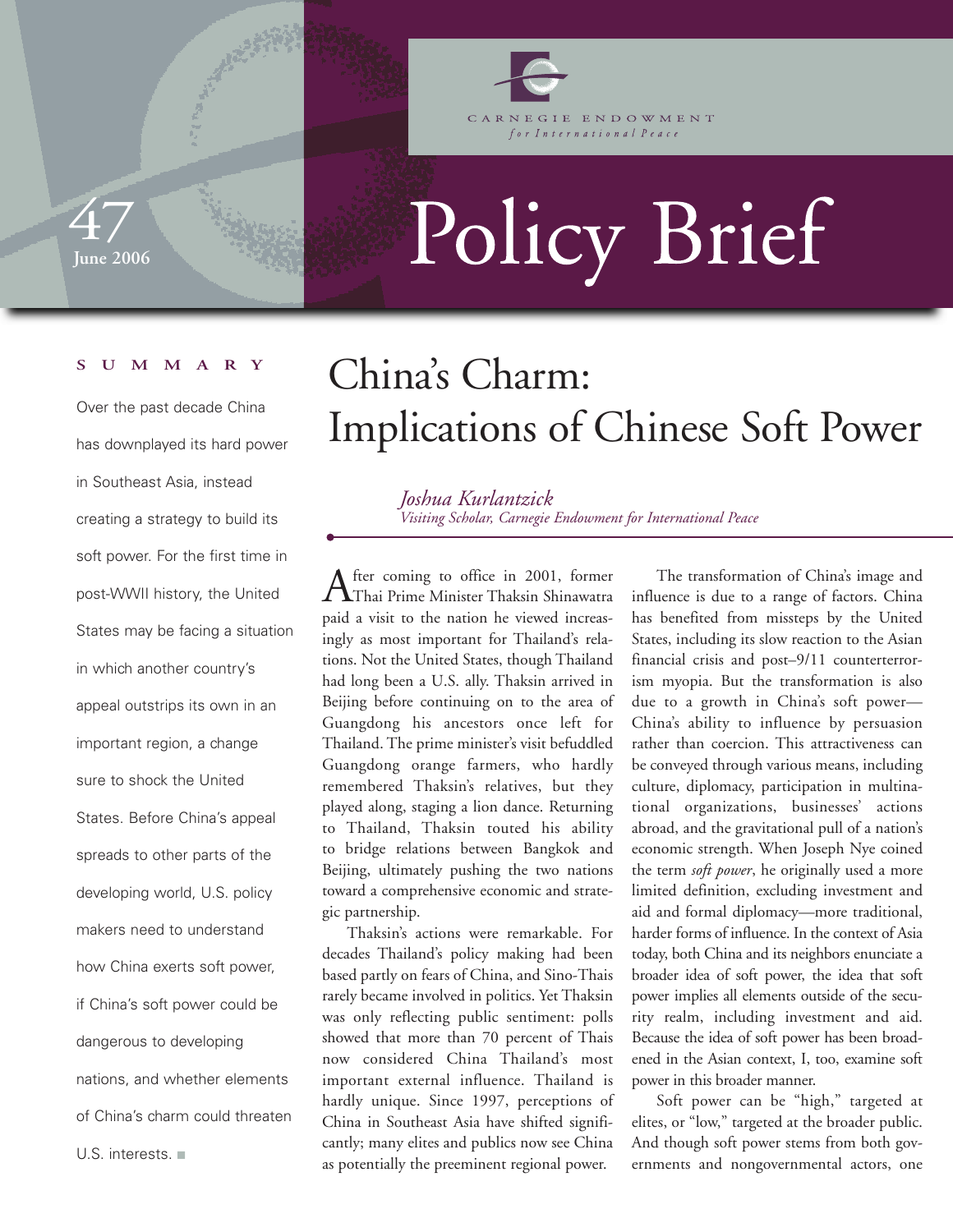Carnegie Endowment for International Peace

# Policy Brief

47
June 2006

## SUMMARY

Over the past decade China has downplayed its hard power in Southeast Asia, instead creating a strategy to build its soft power. For the first time in post-WWII history, the United States may be facing a situation in which another country's appeal outstrips its own in an important region, a change sure to shock the United States. Before China's appeal spreads to other parts of the developing world, U.S. policy makers need to understand how China exerts soft power, if China's soft power could be dangerous to developing nations, and whether elements of China's charm could threaten U.S. interests.

# China's Charm: Implications of Chinese Soft Power

*Joshua Kurlantzick*
*Visiting Scholar, Carnegie Endowment for International Peace*

After coming to office in 2001, former Thai Prime Minister Thaksin Shinawatra paid a visit to the nation he viewed increasingly as most important for Thailand's relations. Not the United States, though Thailand had long been a U.S. ally. Thaksin arrived in Beijing before continuing on to the area of Guangdong his ancestors once left for Thailand. The prime minister's visit befuddled Guangdong orange farmers, who hardly remembered Thaksin's relatives, but they played along, staging a lion dance. Returning to Thailand, Thaksin touted his ability to bridge relations between Bangkok and Beijing, ultimately pushing the two nations toward a comprehensive economic and strategic partnership.

Thaksin's actions were remarkable. For decades Thailand's policy making had been based partly on fears of China, and Sino-Thais rarely became involved in politics. Yet Thaksin was only reflecting public sentiment: polls showed that more than 70 percent of Thais now considered China Thailand's most important external influence. Thailand is hardly unique. Since 1997, perceptions of China in Southeast Asia have shifted significantly; many elites and publics now see China as potentially the preeminent regional power.

The transformation of China's image and influence is due to a range of factors. China has benefited from missteps by the United States, including its slow reaction to the Asian financial crisis and post–9/11 counterterrorism myopia. But the transformation is also due to a growth in China's soft power—China's ability to influence by persuasion rather than coercion. This attractiveness can be conveyed through various means, including culture, diplomacy, participation in multinational organizations, businesses' actions abroad, and the gravitational pull of a nation's economic strength. When Joseph Nye coined the term *soft power*, he originally used a more limited definition, excluding investment and aid and formal diplomacy—more traditional, harder forms of influence. In the context of Asia today, both China and its neighbors enunciate a broader idea of soft power, the idea that soft power implies all elements outside of the security realm, including investment and aid. Because the idea of soft power has been broadened in the Asian context, I, too, examine soft power in this broader manner.

Soft power can be "high," targeted at elites, or "low," targeted at the broader public. And though soft power stems from both governments and nongovernmental actors, one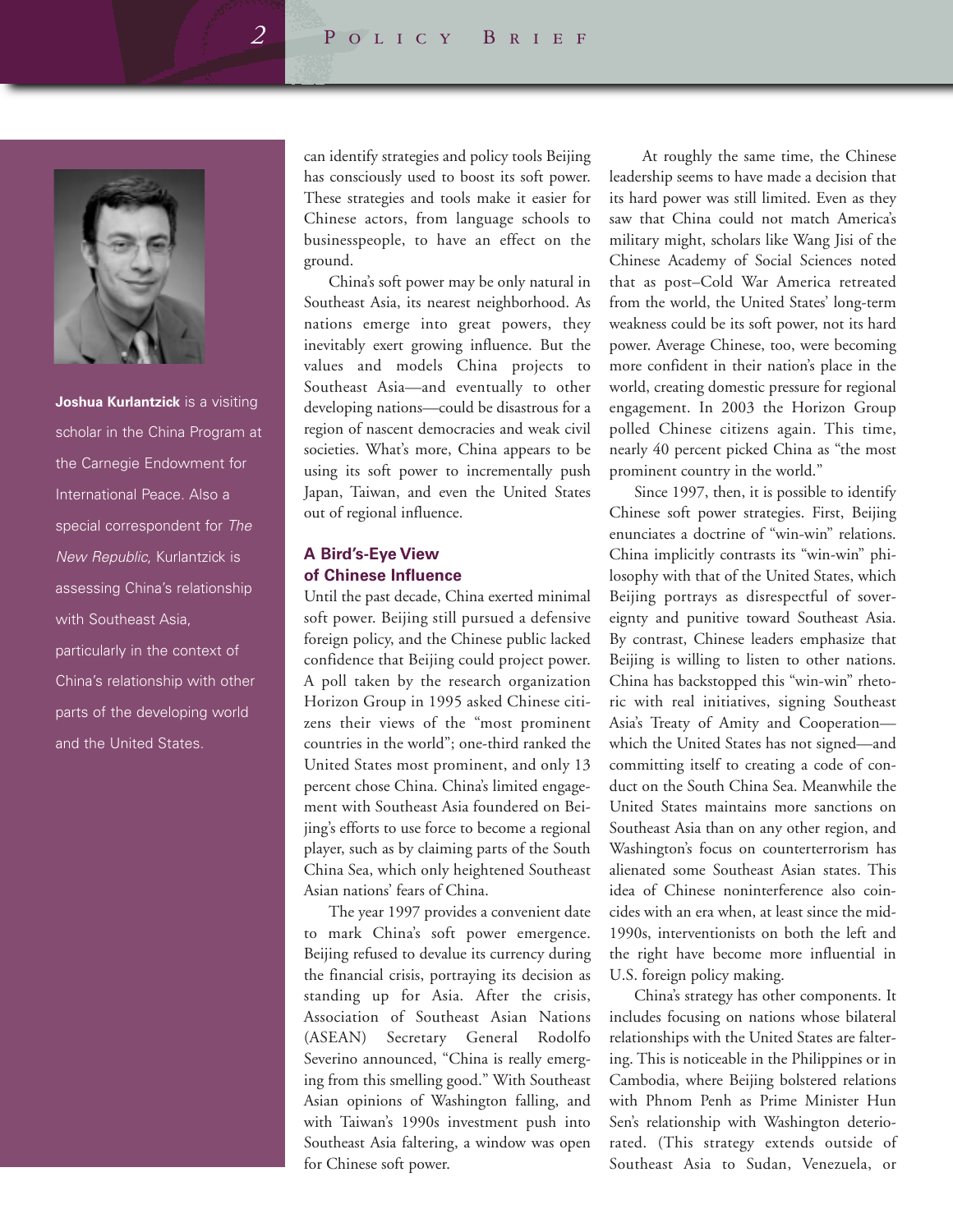**Joshua Kurlantzick** is a visiting scholar in the China Program at the Carnegie Endowment for International Peace. Also a special correspondent for *The New Republic,* Kurlantzick is assessing China's relationship with Southeast Asia, particularly in the context of China's relationship with other parts of the developing world and the United States.

can identify strategies and policy tools Beijing has consciously used to boost its soft power. These strategies and tools make it easier for Chinese actors, from language schools to businesspeople, to have an effect on the ground.

China's soft power may be only natural in Southeast Asia, its nearest neighborhood. As nations emerge into great powers, they inevitably exert growing influence. But the values and models China projects to Southeast Asia—and eventually to other developing nations—could be disastrous for a region of nascent democracies and weak civil societies. What's more, China appears to be using its soft power to incrementally push Japan, Taiwan, and even the United States out of regional influence.

## A Bird's-Eye View of Chinese Influence

Until the past decade, China exerted minimal soft power. Beijing still pursued a defensive foreign policy, and the Chinese public lacked confidence that Beijing could project power. A poll taken by the research organization Horizon Group in 1995 asked Chinese citizens their views of the "most prominent countries in the world"; one-third ranked the United States most prominent, and only 13 percent chose China. China's limited engagement with Southeast Asia foundered on Beijing's efforts to use force to become a regional player, such as by claiming parts of the South China Sea, which only heightened Southeast Asian nations' fears of China.

The year 1997 provides a convenient date to mark China's soft power emergence. Beijing refused to devalue its currency during the financial crisis, portraying its decision as standing up for Asia. After the crisis, Association of Southeast Asian Nations (ASEAN) Secretary General Rodolfo Severino announced, "China is really emerging from this smelling good." With Southeast Asian opinions of Washington falling, and with Taiwan's 1990s investment push into Southeast Asia faltering, a window was open for Chinese soft power.

At roughly the same time, the Chinese leadership seems to have made a decision that its hard power was still limited. Even as they saw that China could not match America's military might, scholars like Wang Jisi of the Chinese Academy of Social Sciences noted that as post–Cold War America retreated from the world, the United States' long-term weakness could be its soft power, not its hard power. Average Chinese, too, were becoming more confident in their nation's place in the world, creating domestic pressure for regional engagement. In 2003 the Horizon Group polled Chinese citizens again. This time, nearly 40 percent picked China as "the most prominent country in the world."

Since 1997, then, it is possible to identify Chinese soft power strategies. First, Beijing enunciates a doctrine of "win-win" relations. China implicitly contrasts its "win-win" philosophy with that of the United States, which Beijing portrays as disrespectful of sovereignty and punitive toward Southeast Asia. By contrast, Chinese leaders emphasize that Beijing is willing to listen to other nations. China has backstopped this "win-win" rhetoric with real initiatives, signing Southeast Asia's Treaty of Amity and Cooperation—which the United States has not signed—and committing itself to creating a code of conduct on the South China Sea. Meanwhile the United States maintains more sanctions on Southeast Asia than on any other region, and Washington's focus on counterterrorism has alienated some Southeast Asian states. This idea of Chinese noninterference also coincides with an era when, at least since the mid-1990s, interventionists on both the left and the right have become more influential in U.S. foreign policy making.

China's strategy has other components. It includes focusing on nations whose bilateral relationships with the United States are faltering. This is noticeable in the Philippines or in Cambodia, where Beijing bolstered relations with Phnom Penh as Prime Minister Hun Sen's relationship with Washington deteriorated. (This strategy extends outside of Southeast Asia to Sudan, Venezuela, or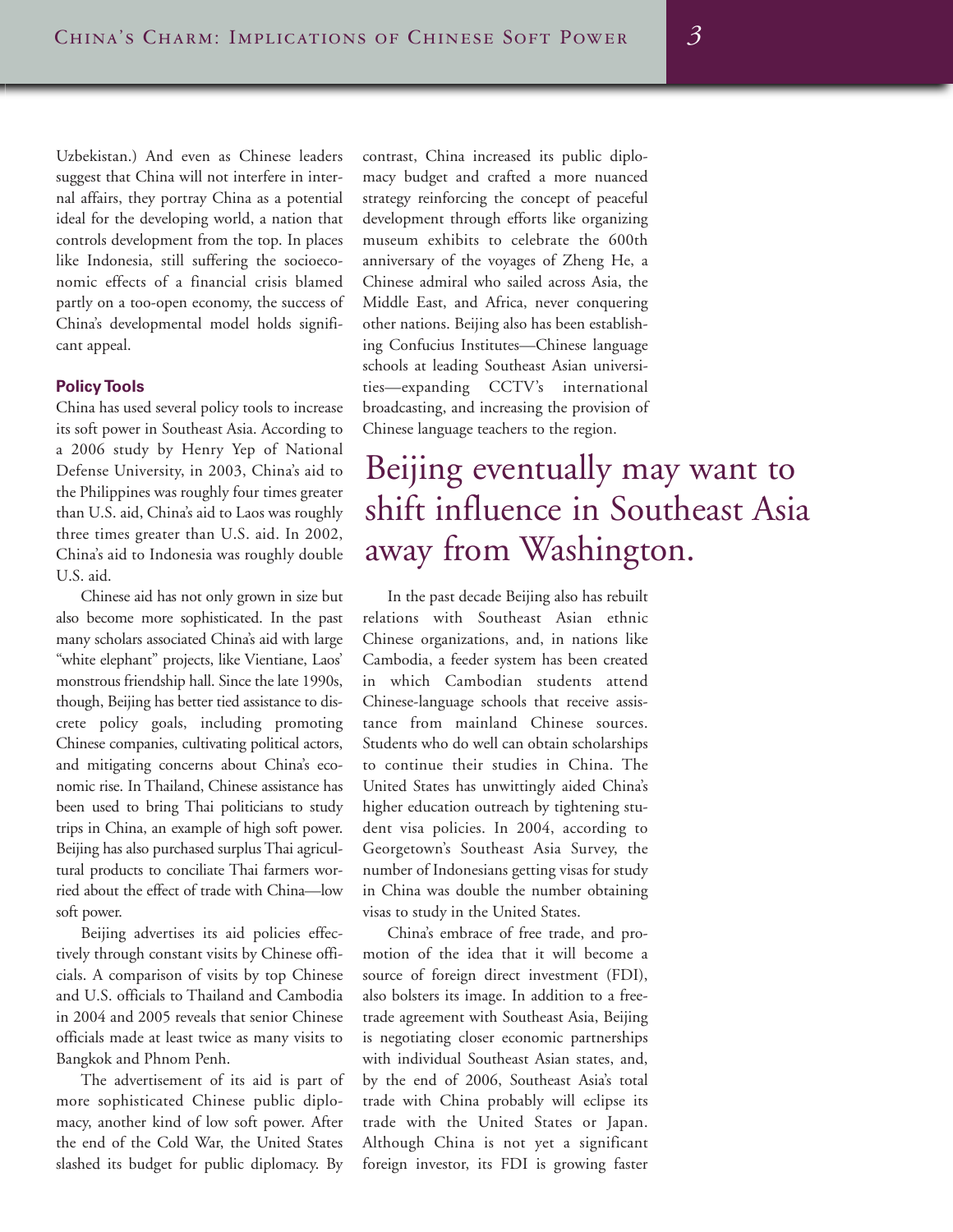Uzbekistan.) And even as Chinese leaders suggest that China will not interfere in internal affairs, they portray China as a potential ideal for the developing world, a nation that controls development from the top. In places like Indonesia, still suffering the socioeconomic effects of a financial crisis blamed partly on a too-open economy, the success of China's developmental model holds significant appeal.

### Policy Tools

China has used several policy tools to increase its soft power in Southeast Asia. According to a 2006 study by Henry Yep of National Defense University, in 2003, China's aid to the Philippines was roughly four times greater than U.S. aid, China's aid to Laos was roughly three times greater than U.S. aid. In 2002, China's aid to Indonesia was roughly double U.S. aid.

Chinese aid has not only grown in size but also become more sophisticated. In the past many scholars associated China's aid with large "white elephant" projects, like Vientiane, Laos' monstrous friendship hall. Since the late 1990s, though, Beijing has better tied assistance to discrete policy goals, including promoting Chinese companies, cultivating political actors, and mitigating concerns about China's economic rise. In Thailand, Chinese assistance has been used to bring Thai politicians to study trips in China, an example of high soft power. Beijing has also purchased surplus Thai agricultural products to conciliate Thai farmers worried about the effect of trade with China—low soft power.

Beijing advertises its aid policies effectively through constant visits by Chinese officials. A comparison of visits by top Chinese and U.S. officials to Thailand and Cambodia in 2004 and 2005 reveals that senior Chinese officials made at least twice as many visits to Bangkok and Phnom Penh.

The advertisement of its aid is part of more sophisticated Chinese public diplomacy, another kind of low soft power. After the end of the Cold War, the United States slashed its budget for public diplomacy. By contrast, China increased its public diplomacy budget and crafted a more nuanced strategy reinforcing the concept of peaceful development through efforts like organizing museum exhibits to celebrate the 600th anniversary of the voyages of Zheng He, a Chinese admiral who sailed across Asia, the Middle East, and Africa, never conquering other nations. Beijing also has been establishing Confucius Institutes—Chinese language schools at leading Southeast Asian universities—expanding CCTV's international broadcasting, and increasing the provision of Chinese language teachers to the region.

> Beijing eventually may want to shift influence in Southeast Asia away from Washington.

In the past decade Beijing also has rebuilt relations with Southeast Asian ethnic Chinese organizations, and, in nations like Cambodia, a feeder system has been created in which Cambodian students attend Chinese-language schools that receive assistance from mainland Chinese sources. Students who do well can obtain scholarships to continue their studies in China. The United States has unwittingly aided China's higher education outreach by tightening student visa policies. In 2004, according to Georgetown's Southeast Asia Survey, the number of Indonesians getting visas for study in China was double the number obtaining visas to study in the United States.

China's embrace of free trade, and promotion of the idea that it will become a source of foreign direct investment (FDI), also bolsters its image. In addition to a free-trade agreement with Southeast Asia, Beijing is negotiating closer economic partnerships with individual Southeast Asian states, and, by the end of 2006, Southeast Asia's total trade with China probably will eclipse its trade with the United States or Japan. Although China is not yet a significant foreign investor, its FDI is growing faster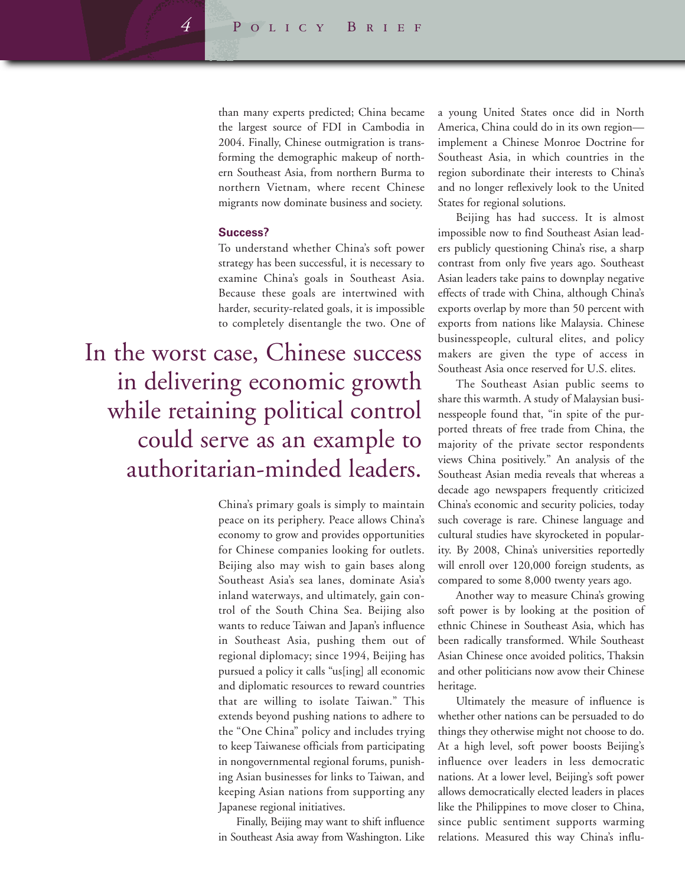than many experts predicted; China became the largest source of FDI in Cambodia in 2004. Finally, Chinese outmigration is transforming the demographic makeup of northern Southeast Asia, from northern Burma to northern Vietnam, where recent Chinese migrants now dominate business and society.

### Success?

To understand whether China's soft power strategy has been successful, it is necessary to examine China's goals in Southeast Asia. Because these goals are intertwined with harder, security-related goals, it is impossible to completely disentangle the two. One of China's primary goals is simply to maintain peace on its periphery. Peace allows China's economy to grow and provides opportunities for Chinese companies looking for outlets. Beijing also may wish to gain bases along Southeast Asia's sea lanes, dominate Asia's inland waterways, and ultimately, gain control of the South China Sea. Beijing also wants to reduce Taiwan and Japan's influence in Southeast Asia, pushing them out of regional diplomacy; since 1994, Beijing has pursued a policy it calls "us[ing] all economic and diplomatic resources to reward countries that are willing to isolate Taiwan." This extends beyond pushing nations to adhere to the "One China" policy and includes trying to keep Taiwanese officials from participating in nongovernmental regional forums, punishing Asian businesses for links to Taiwan, and keeping Asian nations from supporting any Japanese regional initiatives.

> In the worst case, Chinese success in delivering economic growth while retaining political control could serve as an example to authoritarian-minded leaders.

Finally, Beijing may want to shift influence in Southeast Asia away from Washington. Like a young United States once did in North America, China could do in its own region—implement a Chinese Monroe Doctrine for Southeast Asia, in which countries in the region subordinate their interests to China's and no longer reflexively look to the United States for regional solutions.

Beijing has had success. It is almost impossible now to find Southeast Asian leaders publicly questioning China's rise, a sharp contrast from only five years ago. Southeast Asian leaders take pains to downplay negative effects of trade with China, although China's exports overlap by more than 50 percent with exports from nations like Malaysia. Chinese businesspeople, cultural elites, and policy makers are given the type of access in Southeast Asia once reserved for U.S. elites.

The Southeast Asian public seems to share this warmth. A study of Malaysian businesspeople found that, "in spite of the purported threats of free trade from China, the majority of the private sector respondents views China positively." An analysis of the Southeast Asian media reveals that whereas a decade ago newspapers frequently criticized China's economic and security policies, today such coverage is rare. Chinese language and cultural studies have skyrocketed in popularity. By 2008, China's universities reportedly will enroll over 120,000 foreign students, as compared to some 8,000 twenty years ago.

Another way to measure China's growing soft power is by looking at the position of ethnic Chinese in Southeast Asia, which has been radically transformed. While Southeast Asian Chinese once avoided politics, Thaksin and other politicians now avow their Chinese heritage.

Ultimately the measure of influence is whether other nations can be persuaded to do things they otherwise might not choose to do. At a high level, soft power boosts Beijing's influence over leaders in less democratic nations. At a lower level, Beijing's soft power allows democratically elected leaders in places like the Philippines to move closer to China, since public sentiment supports warming relations. Measured this way China's influ-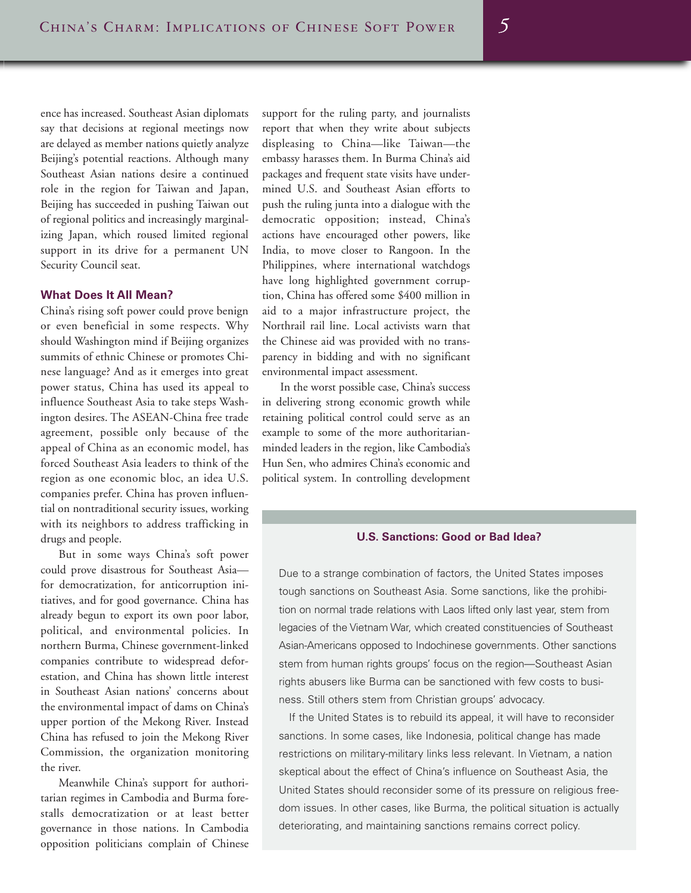ence has increased. Southeast Asian diplomats say that decisions at regional meetings now are delayed as member nations quietly analyze Beijing's potential reactions. Although many Southeast Asian nations desire a continued role in the region for Taiwan and Japan, Beijing has succeeded in pushing Taiwan out of regional politics and increasingly marginalizing Japan, which roused limited regional support in its drive for a permanent UN Security Council seat.

### What Does It All Mean?

China's rising soft power could prove benign or even beneficial in some respects. Why should Washington mind if Beijing organizes summits of ethnic Chinese or promotes Chinese language? And as it emerges into great power status, China has used its appeal to influence Southeast Asia to take steps Washington desires. The ASEAN-China free trade agreement, possible only because of the appeal of China as an economic model, has forced Southeast Asia leaders to think of the region as one economic bloc, an idea U.S. companies prefer. China has proven influential on nontraditional security issues, working with its neighbors to address trafficking in drugs and people.

But in some ways China's soft power could prove disastrous for Southeast Asia—for democratization, for anticorruption initiatives, and for good governance. China has already begun to export its own poor labor, political, and environmental policies. In northern Burma, Chinese government-linked companies contribute to widespread deforestation, and China has shown little interest in Southeast Asian nations' concerns about the environmental impact of dams on China's upper portion of the Mekong River. Instead China has refused to join the Mekong River Commission, the organization monitoring the river.

Meanwhile China's support for authoritarian regimes in Cambodia and Burma forestalls democratization or at least better governance in those nations. In Cambodia opposition politicians complain of Chinese support for the ruling party, and journalists report that when they write about subjects displeasing to China—like Taiwan—the embassy harasses them. In Burma China's aid packages and frequent state visits have undermined U.S. and Southeast Asian efforts to push the ruling junta into a dialogue with the democratic opposition; instead, China's actions have encouraged other powers, like India, to move closer to Rangoon. In the Philippines, where international watchdogs have long highlighted government corruption, China has offered some $400 million in aid to a major infrastructure project, the Northrail rail line. Local activists warn that the Chinese aid was provided with no transparency in bidding and with no significant environmental impact assessment.

In the worst possible case, China's success in delivering strong economic growth while retaining political control could serve as an example to some of the more authoritarian-minded leaders in the region, like Cambodia's Hun Sen, who admires China's economic and political system. In controlling development

#### U.S. Sanctions: Good or Bad Idea?

Due to a strange combination of factors, the United States imposes tough sanctions on Southeast Asia. Some sanctions, like the prohibition on normal trade relations with Laos lifted only last year, stem from legacies of the Vietnam War, which created constituencies of Southeast Asian-Americans opposed to Indochinese governments. Other sanctions stem from human rights groups' focus on the region—Southeast Asian rights abusers like Burma can be sanctioned with few costs to business. Still others stem from Christian groups' advocacy.

If the United States is to rebuild its appeal, it will have to reconsider sanctions. In some cases, like Indonesia, political change has made restrictions on military-military links less relevant. In Vietnam, a nation skeptical about the effect of China's influence on Southeast Asia, the United States should reconsider some of its pressure on religious freedom issues. In other cases, like Burma, the political situation is actually deteriorating, and maintaining sanctions remains correct policy.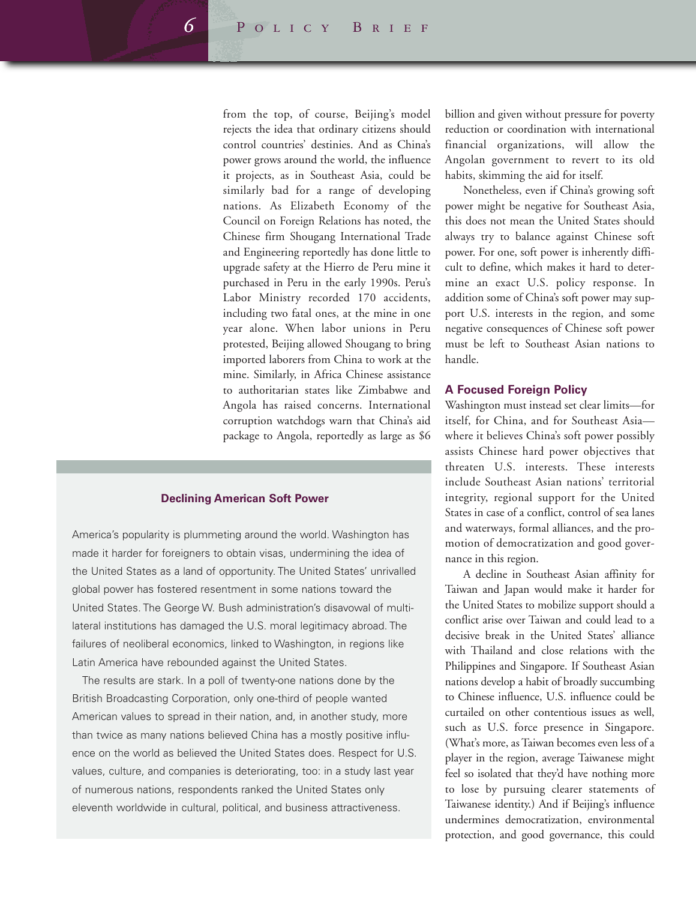from the top, of course, Beijing's model rejects the idea that ordinary citizens should control countries' destinies. And as China's power grows around the world, the influence it projects, as in Southeast Asia, could be similarly bad for a range of developing nations. As Elizabeth Economy of the Council on Foreign Relations has noted, the Chinese firm Shougang International Trade and Engineering reportedly has done little to upgrade safety at the Hierro de Peru mine it purchased in Peru in the early 1990s. Peru's Labor Ministry recorded 170 accidents, including two fatal ones, at the mine in one year alone. When labor unions in Peru protested, Beijing allowed Shougang to bring imported laborers from China to work at the mine. Similarly, in Africa Chinese assistance to authoritarian states like Zimbabwe and Angola has raised concerns. International corruption watchdogs warn that China's aid package to Angola, reportedly as large as $6 billion and given without pressure for poverty reduction or coordination with international financial organizations, will allow the Angolan government to revert to its old habits, skimming the aid for itself.

Nonetheless, even if China's growing soft power might be negative for Southeast Asia, this does not mean the United States should always try to balance against Chinese soft power. For one, soft power is inherently difficult to define, which makes it hard to determine an exact U.S. policy response. In addition some of China's soft power may support U.S. interests in the region, and some negative consequences of Chinese soft power must be left to Southeast Asian nations to handle.

### Declining American Soft Power

America's popularity is plummeting around the world. Washington has made it harder for foreigners to obtain visas, undermining the idea of the United States as a land of opportunity. The United States' unrivalled global power has fostered resentment in some nations toward the United States. The George W. Bush administration's disavowal of multilateral institutions has damaged the U.S. moral legitimacy abroad. The failures of neoliberal economics, linked to Washington, in regions like Latin America have rebounded against the United States.

The results are stark. In a poll of twenty-one nations done by the British Broadcasting Corporation, only one-third of people wanted American values to spread in their nation, and, in another study, more than twice as many nations believed China has a mostly positive influence on the world as believed the United States does. Respect for U.S. values, culture, and companies is deteriorating, too: in a study last year of numerous nations, respondents ranked the United States only eleventh worldwide in cultural, political, and business attractiveness.

## A Focused Foreign Policy

Washington must instead set clear limits—for itself, for China, and for Southeast Asia—where it believes China's soft power possibly assists Chinese hard power objectives that threaten U.S. interests. These interests include Southeast Asian nations' territorial integrity, regional support for the United States in case of a conflict, control of sea lanes and waterways, formal alliances, and the promotion of democratization and good governance in this region.

A decline in Southeast Asian affinity for Taiwan and Japan would make it harder for the United States to mobilize support should a conflict arise over Taiwan and could lead to a decisive break in the United States' alliance with Thailand and close relations with the Philippines and Singapore. If Southeast Asian nations develop a habit of broadly succumbing to Chinese influence, U.S. influence could be curtailed on other contentious issues as well, such as U.S. force presence in Singapore. (What's more, as Taiwan becomes even less of a player in the region, average Taiwanese might feel so isolated that they'd have nothing more to lose by pursuing clearer statements of Taiwanese identity.) And if Beijing's influence undermines democratization, environmental protection, and good governance, this could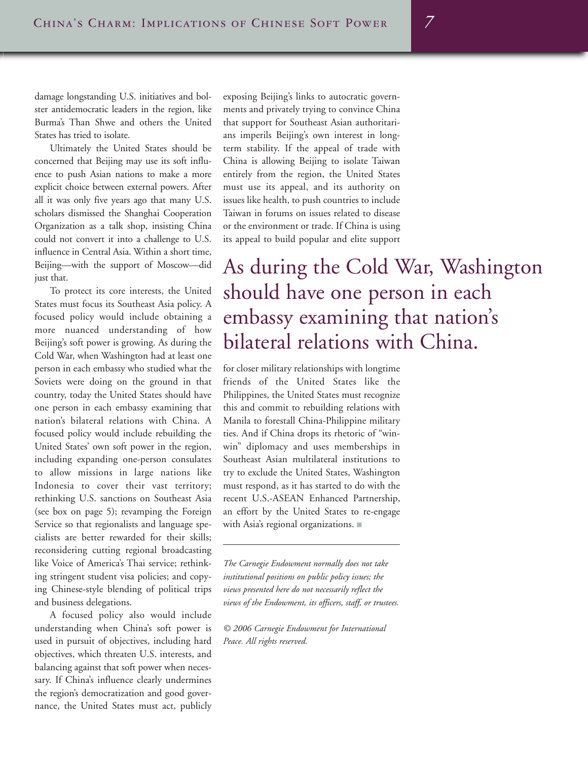damage longstanding U.S. initiatives and bolster antidemocratic leaders in the region, like Burma's Than Shwe and others the United States has tried to isolate.

Ultimately the United States should be concerned that Beijing may use its soft influence to push Asian nations to make a more explicit choice between external powers. After all it was only five years ago that many U.S. scholars dismissed the Shanghai Cooperation Organization as a talk shop, insisting China could not convert it into a challenge to U.S. influence in Central Asia. Within a short time, Beijing—with the support of Moscow—did just that.

To protect its core interests, the United States must focus its Southeast Asia policy. A focused policy would include obtaining a more nuanced understanding of how Beijing's soft power is growing. As during the Cold War, when Washington had at least one person in each embassy who studied what the Soviets were doing on the ground in that country, today the United States should have one person in each embassy examining that nation's bilateral relations with China. A focused policy would include rebuilding the United States' own soft power in the region, including expanding one-person consulates to allow missions in large nations like Indonesia to cover their vast territory; rethinking U.S. sanctions on Southeast Asia (see box on page 5); revamping the Foreign Service so that regionalists and language specialists are better rewarded for their skills; reconsidering cutting regional broadcasting like Voice of America's Thai service; rethinking stringent student visa policies; and copying Chinese-style blending of political trips and business delegations.

A focused policy also would include understanding when China's soft power is used in pursuit of objectives, including hard objectives, which threaten U.S. interests, and balancing against that soft power when necessary. If China's influence clearly undermines the region's democratization and good governance, the United States must act, publicly exposing Beijing's links to autocratic governments and privately trying to convince China that support for Southeast Asian authoritarians imperils Beijing's own interest in long-term stability. If the appeal of trade with China is allowing Beijing to isolate Taiwan entirely from the region, the United States must use its appeal, and its authority on issues like health, to push countries to include Taiwan in forums on issues related to disease or the environment or trade. If China is using its appeal to build popular and elite support for closer military relationships with longtime friends of the United States like the Philippines, the United States must recognize this and commit to rebuilding relations with Manila to forestall China-Philippine military ties. And if China drops its rhetoric of "win-win" diplomacy and uses memberships in Southeast Asian multilateral institutions to try to exclude the United States, Washington must respond, as it has started to do with the recent U.S.-ASEAN Enhanced Partnership, an effort by the United States to re-engage with Asia's regional organizations. ■

> As during the Cold War, Washington should have one person in each embassy examining that nation's bilateral relations with China.

---

*The Carnegie Endowment normally does not take institutional positions on public policy issues; the views presented here do not necessarily reflect the views of the Endowment, its officers, staff, or trustees.*

*© 2006 Carnegie Endowment for International Peace. All rights reserved.*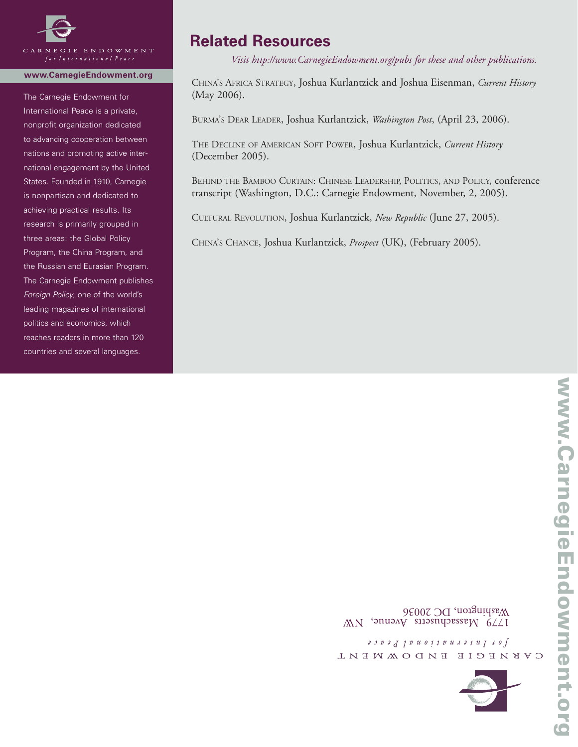CARNEGIE ENDOWMENT
*for International Peace*

**www.CarnegieEndowment.org**

The Carnegie Endowment for International Peace is a private, nonprofit organization dedicated to advancing cooperation between nations and promoting active international engagement by the United States. Founded in 1910, Carnegie is nonpartisan and dedicated to achieving practical results. Its research is primarily grouped in three areas: the Global Policy Program, the China Program, and the Russian and Eurasian Program. The Carnegie Endowment publishes *Foreign Policy*, one of the world's leading magazines of international politics and economics, which reaches readers in more than 120 countries and several languages.

## Related Resources

*Visit http://www.CarnegieEndowment.org/pubs for these and other publications.*

CHINA'S AFRICA STRATEGY, Joshua Kurlantzick and Joshua Eisenman, *Current History* (May 2006).

BURMA'S DEAR LEADER, Joshua Kurlantzick, *Washington Post*, (April 23, 2006).

THE DECLINE OF AMERICAN SOFT POWER, Joshua Kurlantzick, *Current History* (December 2005).

BEHIND THE BAMBOO CURTAIN: CHINESE LEADERSHIP, POLITICS, AND POLICY, conference transcript (Washington, D.C.: Carnegie Endowment, November, 2, 2005).

CULTURAL REVOLUTION, Joshua Kurlantzick, *New Republic* (June 27, 2005).

CHINA'S CHANCE, Joshua Kurlantzick, *Prospect* (UK), (February 2005).

CARNEGIE ENDOWMENT
*for International Peace*
1779 Massachusetts Avenue, NW
Washington, DC 20036

**www.CarnegieEndowment.org**